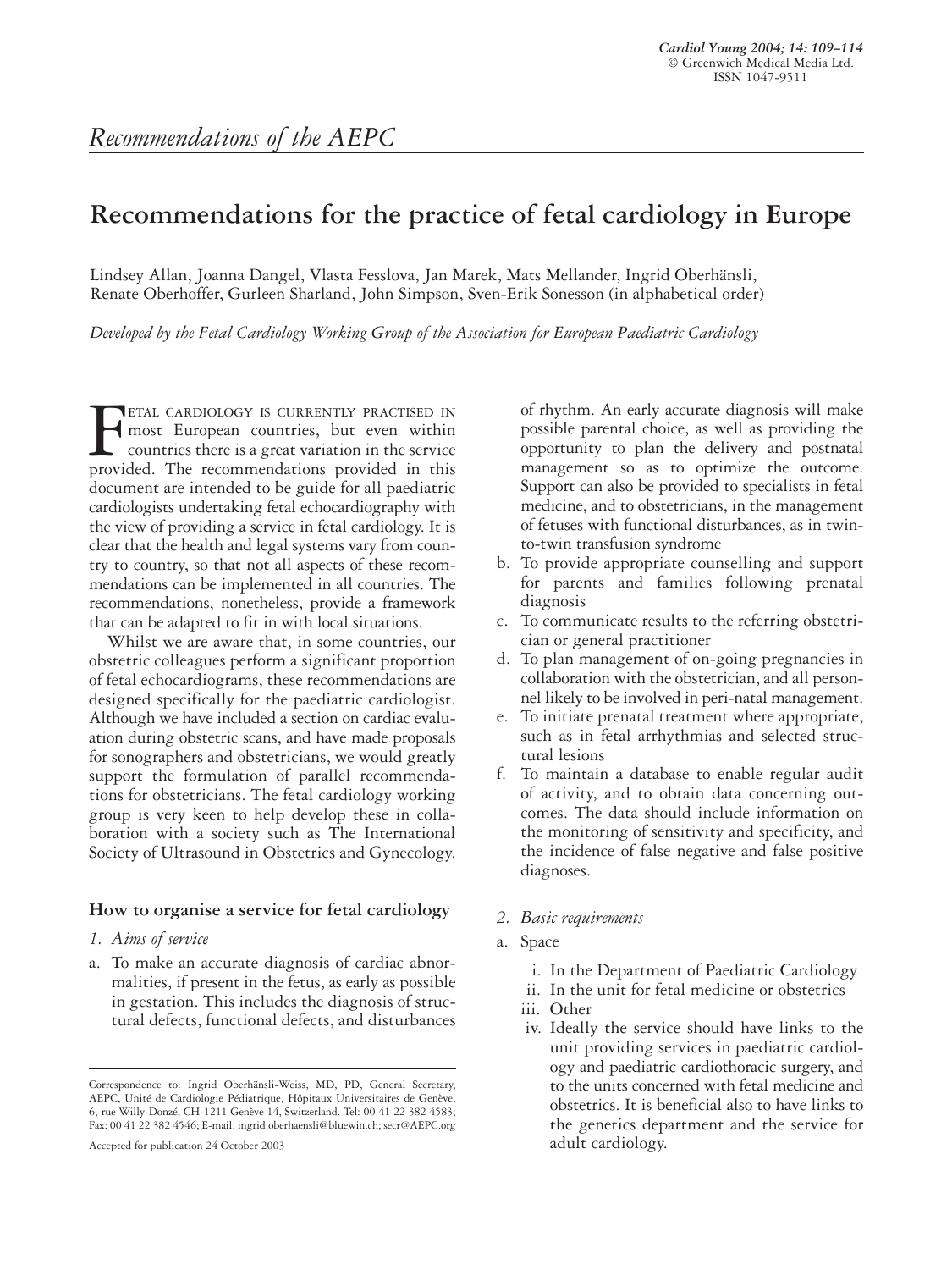*Recommendations of the AEPC*

# Recommendations for the practice of fetal cardiology in Europe

Lindsey Allan, Joanna Dangel, Vlasta Fesslova, Jan Marek, Mats Mellander, Ingrid Oberhänsli, Renate Oberhoffer, Gurleen Sharland, John Simpson, Sven-Erik Sonesson (in alphabetical order)

*Developed by the Fetal Cardiology Working Group of the Association for European Paediatric Cardiology*

Fetal cardiology is currently practised in most European countries, but even within countries there is a great variation in the service provided. The recommendations provided in this document are intended to be guide for all paediatric cardiologists undertaking fetal echocardiography with the view of providing a service in fetal cardiology. It is clear that the health and legal systems vary from country to country, so that not all aspects of these recommendations can be implemented in all countries. The recommendations, nonetheless, provide a framework that can be adapted to fit in with local situations.

Whilst we are aware that, in some countries, our obstetric colleagues perform a significant proportion of fetal echocardiograms, these recommendations are designed specifically for the paediatric cardiologist. Although we have included a section on cardiac evaluation during obstetric scans, and have made proposals for sonographers and obstetricians, we would greatly support the formulation of parallel recommendations for obstetricians. The fetal cardiology working group is very keen to help develop these in collaboration with a society such as The International Society of Ultrasound in Obstetrics and Gynecology.

## How to organise a service for fetal cardiology

*1. Aims of service*

a. To make an accurate diagnosis of cardiac abnormalities, if present in the fetus, as early as possible in gestation. This includes the diagnosis of structural defects, functional defects, and disturbances of rhythm. An early accurate diagnosis will make possible parental choice, as well as providing the opportunity to plan the delivery and postnatal management so as to optimize the outcome. Support can also be provided to specialists in fetal medicine, and to obstetricians, in the management of fetuses with functional disturbances, as in twin-to-twin transfusion syndrome
b. To provide appropriate counselling and support for parents and families following prenatal diagnosis
c. To communicate results to the referring obstetrician or general practitioner
d. To plan management of on-going pregnancies in collaboration with the obstetrician, and all personnel likely to be involved in peri-natal management.
e. To initiate prenatal treatment where appropriate, such as in fetal arrhythmias and selected structural lesions
f. To maintain a database to enable regular audit of activity, and to obtain data concerning outcomes. The data should include information on the monitoring of sensitivity and specificity, and the incidence of false negative and false positive diagnoses.

*2. Basic requirements*

a. Space
    i. In the Department of Paediatric Cardiology
    ii. In the unit for fetal medicine or obstetrics
    iii. Other
    iv. Ideally the service should have links to the unit providing services in paediatric cardiology and paediatric cardiothoracic surgery, and to the units concerned with fetal medicine and obstetrics. It is beneficial also to have links to the genetics department and the service for adult cardiology.

Correspondence to: Ingrid Oberhänsli-Weiss, MD, PD, General Secretary, AEPC, Unité de Cardiologie Pédiatrique, Hôpitaux Universitaires de Genève, 6, rue Willy-Donzé, CH-1211 Genève 14, Switzerland. Tel: 00 41 22 382 4583; Fax: 00 41 22 382 4546; E-mail: ingrid.oberhaensli@bluewin.ch; secr@AEPC.org

Accepted for publication 24 October 2003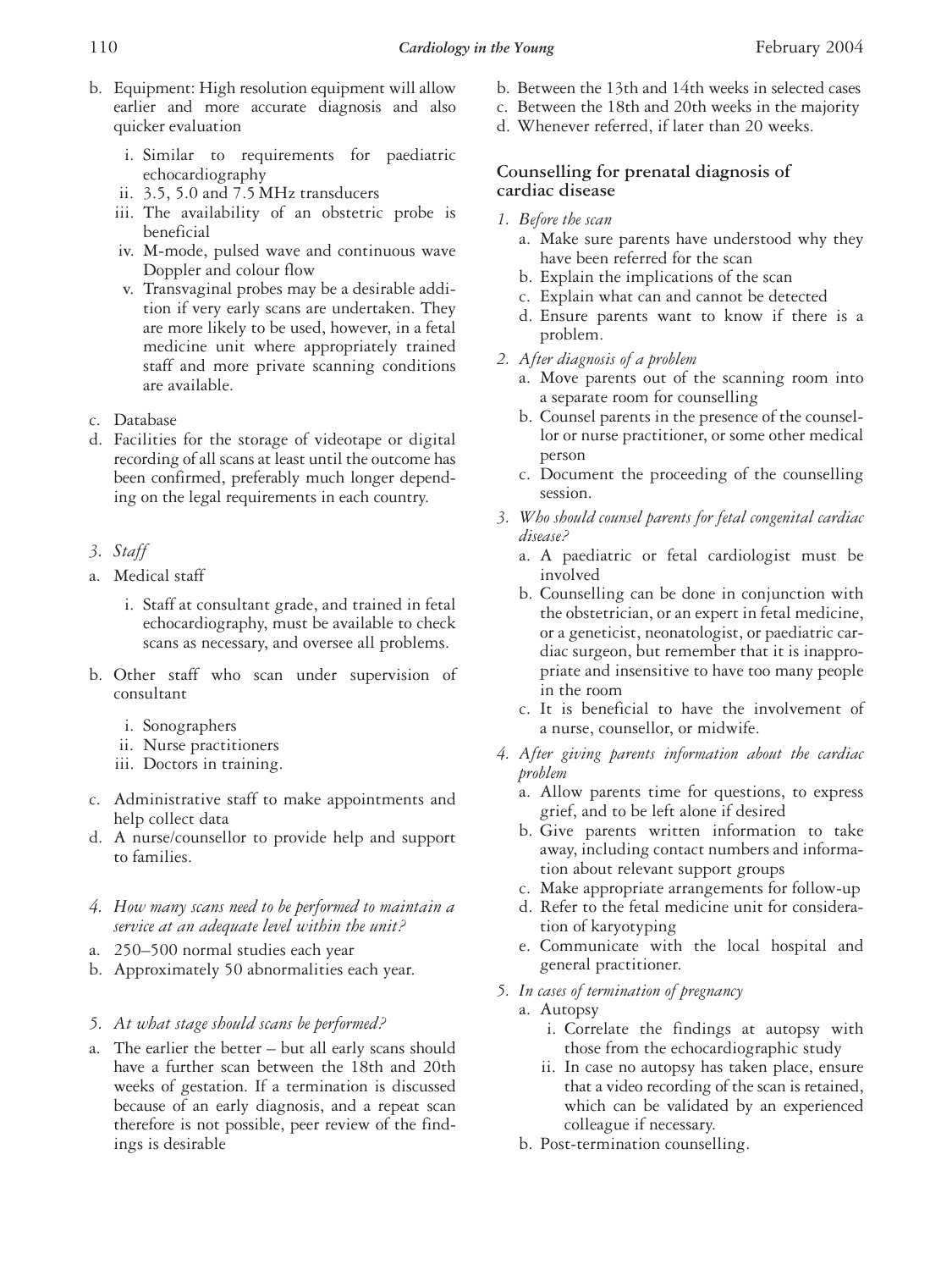b. Equipment: High resolution equipment will allow earlier and more accurate diagnosis and also quicker evaluation

   i. Similar to requirements for paediatric echocardiography
   ii. 3.5, 5.0 and 7.5 MHz transducers
   iii. The availability of an obstetric probe is beneficial
   iv. M-mode, pulsed wave and continuous wave Doppler and colour flow
   v. Transvaginal probes may be a desirable addition if very early scans are undertaken. They are more likely to be used, however, in a fetal medicine unit where appropriately trained staff and more private scanning conditions are available.

c. Database

d. Facilities for the storage of videotape or digital recording of all scans at least until the outcome has been confirmed, preferably much longer depending on the legal requirements in each country.

*3. Staff*

a. Medical staff

   i. Staff at consultant grade, and trained in fetal echocardiography, must be available to check scans as necessary, and oversee all problems.

b. Other staff who scan under supervision of consultant

   i. Sonographers
   ii. Nurse practitioners
   iii. Doctors in training.

c. Administrative staff to make appointments and help collect data

d. A nurse/counsellor to provide help and support to families.

*4. How many scans need to be performed to maintain a service at an adequate level within the unit?*

a. 250–500 normal studies each year
b. Approximately 50 abnormalities each year.

*5. At what stage should scans be performed?*

a. The earlier the better – but all early scans should have a further scan between the 18th and 20th weeks of gestation. If a termination is discussed because of an early diagnosis, and a repeat scan therefore is not possible, peer review of the findings is desirable
b. Between the 13th and 14th weeks in selected cases
c. Between the 18th and 20th weeks in the majority
d. Whenever referred, if later than 20 weeks.

## Counselling for prenatal diagnosis of cardiac disease

*1. Before the scan*

a. Make sure parents have understood why they have been referred for the scan
b. Explain the implications of the scan
c. Explain what can and cannot be detected
d. Ensure parents want to know if there is a problem.

*2. After diagnosis of a problem*

a. Move parents out of the scanning room into a separate room for counselling
b. Counsel parents in the presence of the counsellor or nurse practitioner, or some other medical person
c. Document the proceeding of the counselling session.

*3. Who should counsel parents for fetal congenital cardiac disease?*

a. A paediatric or fetal cardiologist must be involved
b. Counselling can be done in conjunction with the obstetrician, or an expert in fetal medicine, or a geneticist, neonatologist, or paediatric cardiac surgeon, but remember that it is inappropriate and insensitive to have too many people in the room
c. It is beneficial to have the involvement of a nurse, counsellor, or midwife.

*4. After giving parents information about the cardiac problem*

a. Allow parents time for questions, to express grief, and to be left alone if desired
b. Give parents written information to take away, including contact numbers and information about relevant support groups
c. Make appropriate arrangements for follow-up
d. Refer to the fetal medicine unit for consideration of karyotyping
e. Communicate with the local hospital and general practitioner.

*5. In cases of termination of pregnancy*

a. Autopsy
   i. Correlate the findings at autopsy with those from the echocardiographic study
   ii. In case no autopsy has taken place, ensure that a video recording of the scan is retained, which can be validated by an experienced colleague if necessary.
b. Post-termination counselling.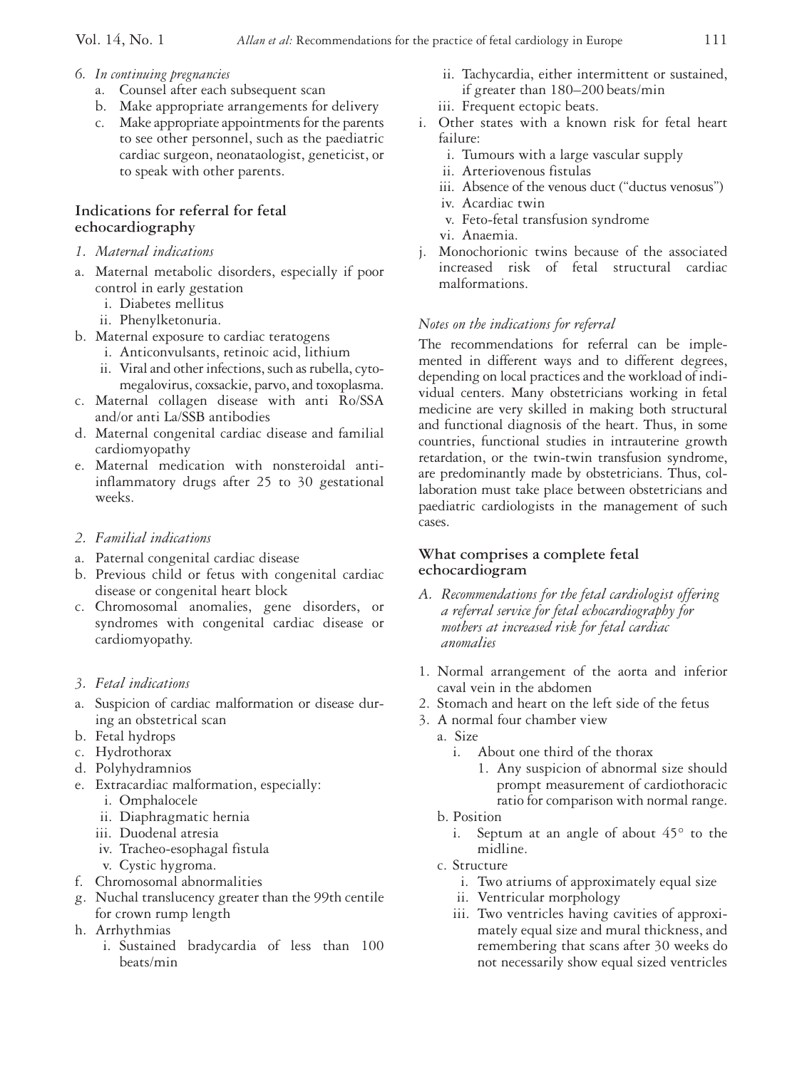6. *In continuing pregnancies*
   a. Counsel after each subsequent scan
   b. Make appropriate arrangements for delivery
   c. Make appropriate appointments for the parents to see other personnel, such as the paediatric cardiac surgeon, neonataologist, geneticist, or to speak with other parents.

## Indications for referral for fetal echocardiography

*1. Maternal indications*

a. Maternal metabolic disorders, especially if poor control in early gestation
   i. Diabetes mellitus
   ii. Phenylketonuria.
b. Maternal exposure to cardiac teratogens
   i. Anticonvulsants, retinoic acid, lithium
   ii. Viral and other infections, such as rubella, cytomegalovirus, coxsackie, parvo, and toxoplasma.
c. Maternal collagen disease with anti Ro/SSA and/or anti La/SSB antibodies
d. Maternal congenital cardiac disease and familial cardiomyopathy
e. Maternal medication with nonsteroidal anti-inflammatory drugs after 25 to 30 gestational weeks.

*2. Familial indications*

a. Paternal congenital cardiac disease
b. Previous child or fetus with congenital cardiac disease or congenital heart block
c. Chromosomal anomalies, gene disorders, or syndromes with congenital cardiac disease or cardiomyopathy.

*3. Fetal indications*

a. Suspicion of cardiac malformation or disease during an obstetrical scan
b. Fetal hydrops
c. Hydrothorax
d. Polyhydramnios
e. Extracardiac malformation, especially:
   i. Omphalocele
   ii. Diaphragmatic hernia
   iii. Duodenal atresia
   iv. Tracheo-esophagal fistula
   v. Cystic hygroma.
f. Chromosomal abnormalities
g. Nuchal translucency greater than the 99th centile for crown rump length
h. Arrhythmias
   i. Sustained bradycardia of less than 100 beats/min
   ii. Tachycardia, either intermittent or sustained, if greater than 180–200 beats/min
   iii. Frequent ectopic beats.
i. Other states with a known risk for fetal heart failure:
   i. Tumours with a large vascular supply
   ii. Arteriovenous fistulas
   iii. Absence of the venous duct ("ductus venosus")
   iv. Acardiac twin
   v. Feto-fetal transfusion syndrome
   vi. Anaemia.
j. Monochorionic twins because of the associated increased risk of fetal structural cardiac malformations.

### *Notes on the indications for referral*

The recommendations for referral can be implemented in different ways and to different degrees, depending on local practices and the workload of individual centers. Many obstetricians working in fetal medicine are very skilled in making both structural and functional diagnosis of the heart. Thus, in some countries, functional studies in intrauterine growth retardation, or the twin-twin transfusion syndrome, are predominantly made by obstetricians. Thus, collaboration must take place between obstetricians and paediatric cardiologists in the management of such cases.

## What comprises a complete fetal echocardiogram

*A. Recommendations for the fetal cardiologist offering a referral service for fetal echocardiography for mothers at increased risk for fetal cardiac anomalies*

1. Normal arrangement of the aorta and inferior caval vein in the abdomen
2. Stomach and heart on the left side of the fetus
3. A normal four chamber view
   a. Size
      i. About one third of the thorax
         1. Any suspicion of abnormal size should prompt measurement of cardiothoracic ratio for comparison with normal range.
   b. Position
      i. Septum at an angle of about 45° to the midline.
   c. Structure
      i. Two atriums of approximately equal size
      ii. Ventricular morphology
      iii. Two ventricles having cavities of approximately equal size and mural thickness, and remembering that scans after 30 weeks do not necessarily show equal sized ventricles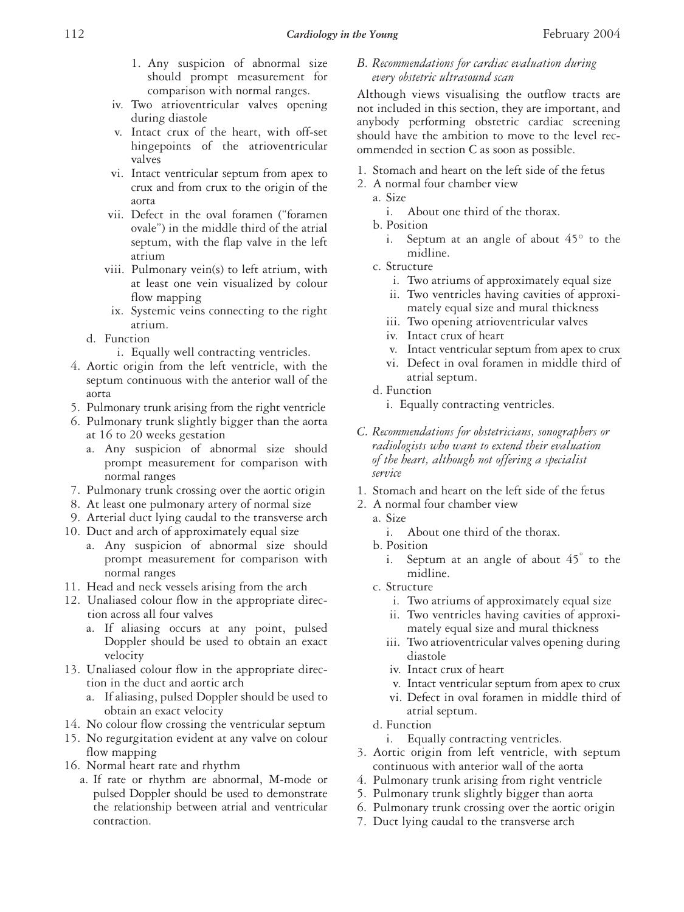1. Any suspicion of abnormal size should prompt measurement for comparison with normal ranges.
   - iv. Two atrioventricular valves opening during diastole
   - v. Intact crux of the heart, with off-set hingepoints of the atrioventricular valves
   - vi. Intact ventricular septum from apex to crux and from crux to the origin of the aorta
   - vii. Defect in the oval foramen ("foramen ovale") in the middle third of the atrial septum, with the flap valve in the left atrium
   - viii. Pulmonary vein(s) to left atrium, with at least one vein visualized by colour flow mapping
   - ix. Systemic veins connecting to the right atrium.
   - d. Function
     - i. Equally well contracting ventricles.
4. Aortic origin from the left ventricle, with the septum continuous with the anterior wall of the aorta
5. Pulmonary trunk arising from the right ventricle
6. Pulmonary trunk slightly bigger than the aorta at 16 to 20 weeks gestation
   - a. Any suspicion of abnormal size should prompt measurement for comparison with normal ranges
7. Pulmonary trunk crossing over the aortic origin
8. At least one pulmonary artery of normal size
9. Arterial duct lying caudal to the transverse arch
10. Duct and arch of approximately equal size
    - a. Any suspicion of abnormal size should prompt measurement for comparison with normal ranges
11. Head and neck vessels arising from the arch
12. Unaliased colour flow in the appropriate direction across all four valves
    - a. If aliasing occurs at any point, pulsed Doppler should be used to obtain an exact velocity
13. Unaliased colour flow in the appropriate direction in the duct and aortic arch
    - a. If aliasing, pulsed Doppler should be used to obtain an exact velocity
14. No colour flow crossing the ventricular septum
15. No regurgitation evident at any valve on colour flow mapping
16. Normal heart rate and rhythm
    - a. If rate or rhythm are abnormal, M-mode or pulsed Doppler should be used to demonstrate the relationship between atrial and ventricular contraction.

### *B. Recommendations for cardiac evaluation during every obstetric ultrasound scan*

Although views visualising the outflow tracts are not included in this section, they are important, and anybody performing obstetric cardiac screening should have the ambition to move to the level recommended in section C as soon as possible.

1. Stomach and heart on the left side of the fetus
2. A normal four chamber view
   - a. Size
     - i. About one third of the thorax.
   - b. Position
     - i. Septum at an angle of about 45° to the midline.
   - c. Structure
     - i. Two atriums of approximately equal size
     - ii. Two ventricles having cavities of approximately equal size and mural thickness
     - iii. Two opening atrioventricular valves
     - iv. Intact crux of heart
     - v. Intact ventricular septum from apex to crux
     - vi. Defect in oval foramen in middle third of atrial septum.
   - d. Function
     - i. Equally contracting ventricles.

### *C. Recommendations for obstetricians, sonographers or radiologists who want to extend their evaluation of the heart, although not offering a specialist service*

1. Stomach and heart on the left side of the fetus
2. A normal four chamber view
   - a. Size
     - i. About one third of the thorax.
   - b. Position
     - i. Septum at an angle of about 45° to the midline.
   - c. Structure
     - i. Two atriums of approximately equal size
     - ii. Two ventricles having cavities of approximately equal size and mural thickness
     - iii. Two atrioventricular valves opening during diastole
     - iv. Intact crux of heart
     - v. Intact ventricular septum from apex to crux
     - vi. Defect in oval foramen in middle third of atrial septum.
   - d. Function
     - i. Equally contracting ventricles.
3. Aortic origin from left ventricle, with septum continuous with anterior wall of the aorta
4. Pulmonary trunk arising from right ventricle
5. Pulmonary trunk slightly bigger than aorta
6. Pulmonary trunk crossing over the aortic origin
7. Duct lying caudal to the transverse arch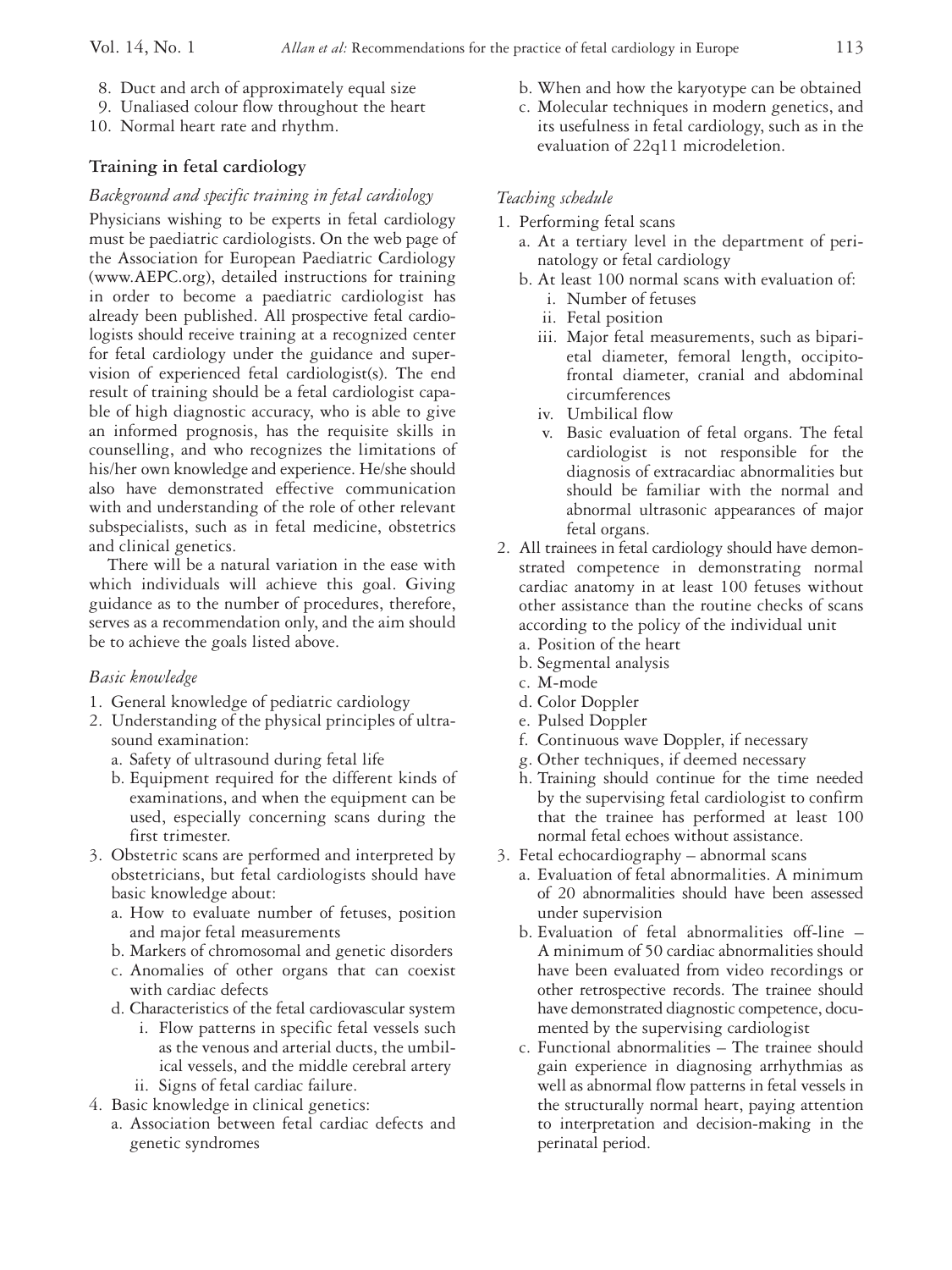8. Duct and arch of approximately equal size
9. Unaliased colour flow throughout the heart
10. Normal heart rate and rhythm.

## Training in fetal cardiology

### *Background and specific training in fetal cardiology*

Physicians wishing to be experts in fetal cardiology must be paediatric cardiologists. On the web page of the Association for European Paediatric Cardiology (www.AEPC.org), detailed instructions for training in order to become a paediatric cardiologist has already been published. All prospective fetal cardiologists should receive training at a recognized center for fetal cardiology under the guidance and supervision of experienced fetal cardiologist(s). The end result of training should be a fetal cardiologist capable of high diagnostic accuracy, who is able to give an informed prognosis, has the requisite skills in counselling, and who recognizes the limitations of his/her own knowledge and experience. He/she should also have demonstrated effective communication with and understanding of the role of other relevant subspecialists, such as in fetal medicine, obstetrics and clinical genetics.

There will be a natural variation in the ease with which individuals will achieve this goal. Giving guidance as to the number of procedures, therefore, serves as a recommendation only, and the aim should be to achieve the goals listed above.

### *Basic knowledge*

1. General knowledge of pediatric cardiology
2. Understanding of the physical principles of ultrasound examination:
   a. Safety of ultrasound during fetal life
   b. Equipment required for the different kinds of examinations, and when the equipment can be used, especially concerning scans during the first trimester.
3. Obstetric scans are performed and interpreted by obstetricians, but fetal cardiologists should have basic knowledge about:
   a. How to evaluate number of fetuses, position and major fetal measurements
   b. Markers of chromosomal and genetic disorders
   c. Anomalies of other organs that can coexist with cardiac defects
   d. Characteristics of the fetal cardiovascular system
      i. Flow patterns in specific fetal vessels such as the venous and arterial ducts, the umbilical vessels, and the middle cerebral artery
      ii. Signs of fetal cardiac failure.
4. Basic knowledge in clinical genetics:
   a. Association between fetal cardiac defects and genetic syndromes
   b. When and how the karyotype can be obtained
   c. Molecular techniques in modern genetics, and its usefulness in fetal cardiology, such as in the evaluation of 22q11 microdeletion.

### *Teaching schedule*

1. Performing fetal scans
   a. At a tertiary level in the department of perinatology or fetal cardiology
   b. At least 100 normal scans with evaluation of:
      i. Number of fetuses
      ii. Fetal position
      iii. Major fetal measurements, such as biparietal diameter, femoral length, occipito-frontal diameter, cranial and abdominal circumferences
      iv. Umbilical flow
      v. Basic evaluation of fetal organs. The fetal cardiologist is not responsible for the diagnosis of extracardiac abnormalities but should be familiar with the normal and abnormal ultrasonic appearances of major fetal organs.
2. All trainees in fetal cardiology should have demonstrated competence in demonstrating normal cardiac anatomy in at least 100 fetuses without other assistance than the routine checks of scans according to the policy of the individual unit
   a. Position of the heart
   b. Segmental analysis
   c. M-mode
   d. Color Doppler
   e. Pulsed Doppler
   f. Continuous wave Doppler, if necessary
   g. Other techniques, if deemed necessary
   h. Training should continue for the time needed by the supervising fetal cardiologist to confirm that the trainee has performed at least 100 normal fetal echoes without assistance.
3. Fetal echocardiography – abnormal scans
   a. Evaluation of fetal abnormalities. A minimum of 20 abnormalities should have been assessed under supervision
   b. Evaluation of fetal abnormalities off-line – A minimum of 50 cardiac abnormalities should have been evaluated from video recordings or other retrospective records. The trainee should have demonstrated diagnostic competence, documented by the supervising cardiologist
   c. Functional abnormalities – The trainee should gain experience in diagnosing arrhythmias as well as abnormal flow patterns in fetal vessels in the structurally normal heart, paying attention to interpretation and decision-making in the perinatal period.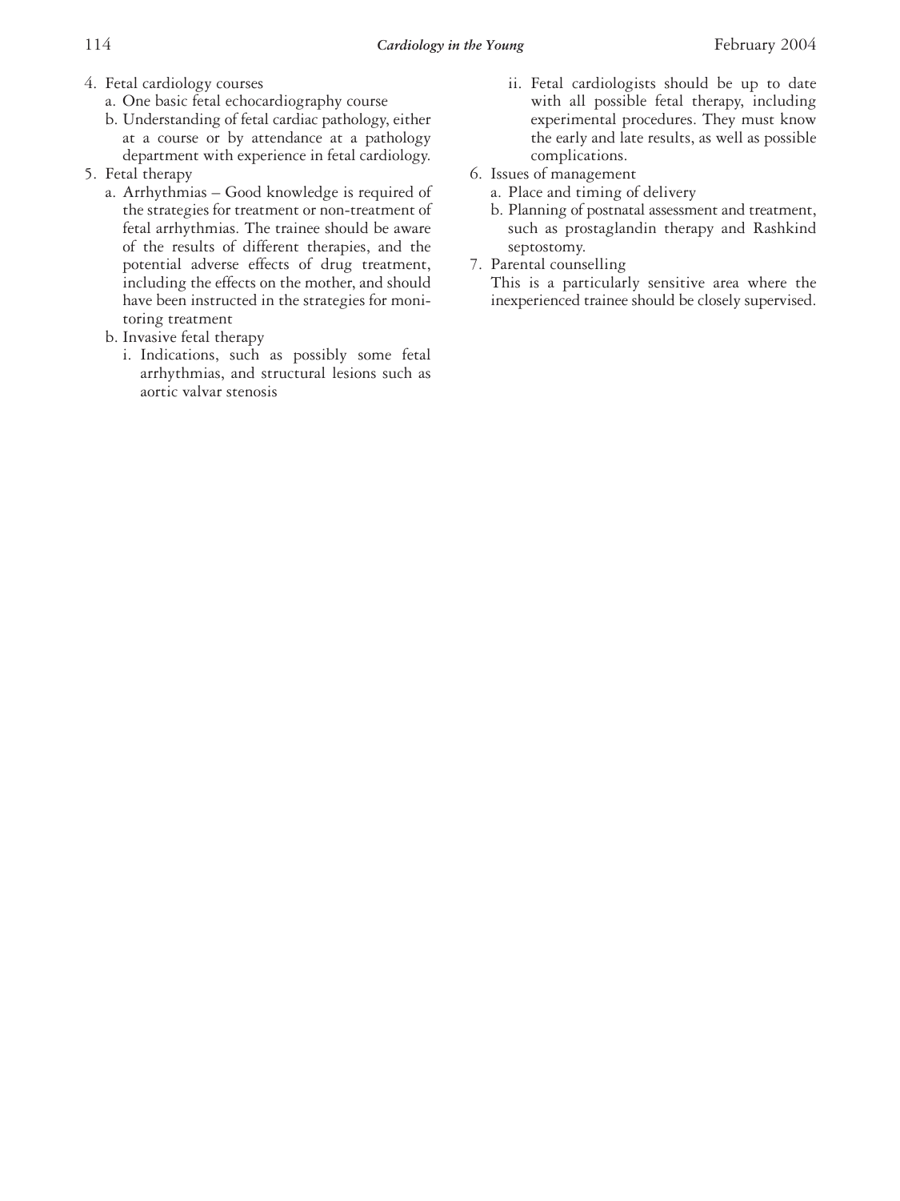4. Fetal cardiology courses
   a. One basic fetal echocardiography course
   b. Understanding of fetal cardiac pathology, either at a course or by attendance at a pathology department with experience in fetal cardiology.
5. Fetal therapy
   a. Arrhythmias – Good knowledge is required of the strategies for treatment or non-treatment of fetal arrhythmias. The trainee should be aware of the results of different therapies, and the potential adverse effects of drug treatment, including the effects on the mother, and should have been instructed in the strategies for monitoring treatment
   b. Invasive fetal therapy
      i. Indications, such as possibly some fetal arrhythmias, and structural lesions such as aortic valvar stenosis
      ii. Fetal cardiologists should be up to date with all possible fetal therapy, including experimental procedures. They must know the early and late results, as well as possible complications.
6. Issues of management
   a. Place and timing of delivery
   b. Planning of postnatal assessment and treatment, such as prostaglandin therapy and Rashkind septostomy.
7. Parental counselling

   This is a particularly sensitive area where the inexperienced trainee should be closely supervised.